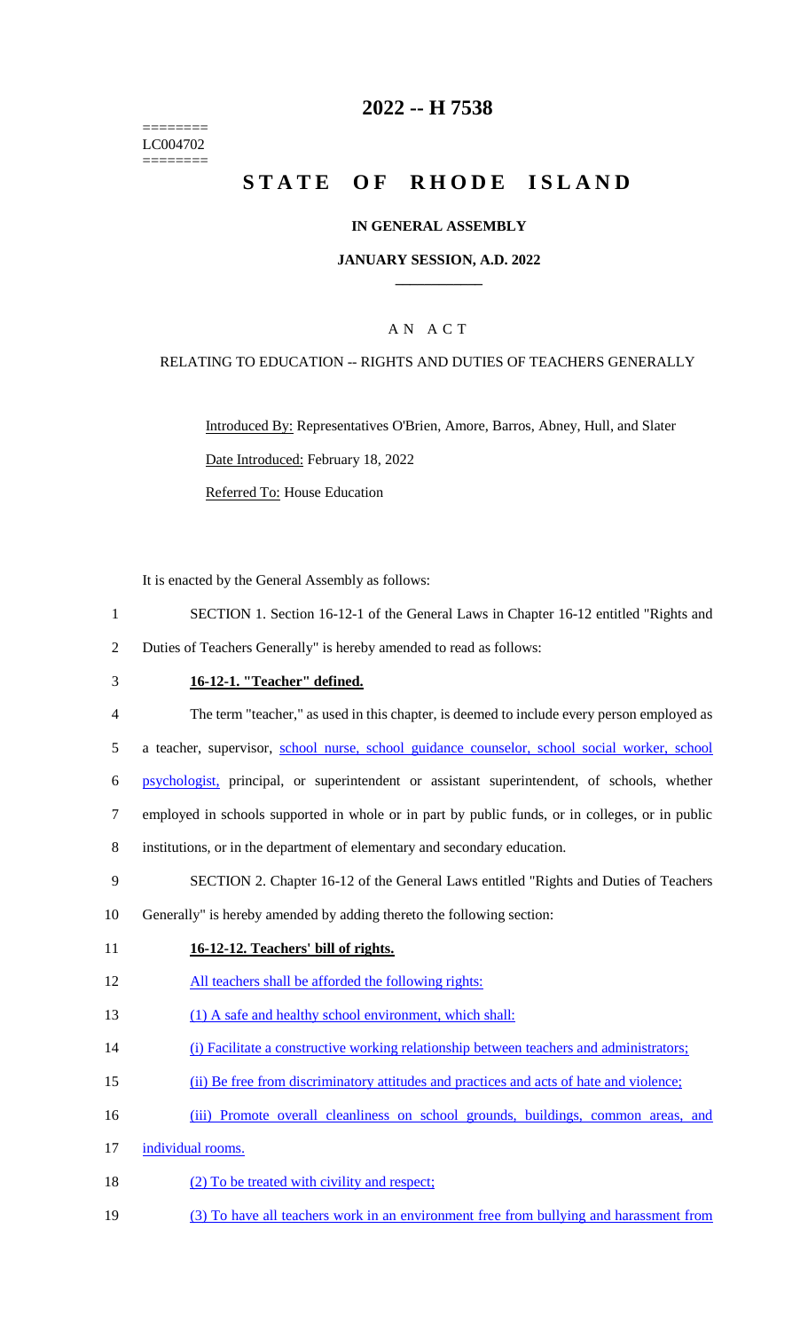========
LC004702
========

# 2022 -- H 7538

# STATE OF RHODE ISLAND

**IN GENERAL ASSEMBLY**

**JANUARY SESSION, A.D. 2022**

A N A C T

RELATING TO EDUCATION -- RIGHTS AND DUTIES OF TEACHERS GENERALLY

Introduced By: Representatives O'Brien, Amore, Barros, Abney, Hull, and Slater

Date Introduced: February 18, 2022

Referred To: House Education

It is enacted by the General Assembly as follows:

1 SECTION 1. Section 16-12-1 of the General Laws in Chapter 16-12 entitled "Rights and
2 Duties of Teachers Generally" is hereby amended to read as follows:

3 **16-12-1. "Teacher" defined.**

4 The term "teacher," as used in this chapter, is deemed to include every person employed as
5 a teacher, supervisor, school nurse, school guidance counselor, school social worker, school
6 psychologist, principal, or superintendent or assistant superintendent, of schools, whether
7 employed in schools supported in whole or in part by public funds, or in colleges, or in public
8 institutions, or in the department of elementary and secondary education.

9 SECTION 2. Chapter 16-12 of the General Laws entitled "Rights and Duties of Teachers
10 Generally" is hereby amended by adding thereto the following section:

11 **16-12-12. Teachers' bill of rights.**

12 All teachers shall be afforded the following rights:

13 (1) A safe and healthy school environment, which shall:

14 (i) Facilitate a constructive working relationship between teachers and administrators;

15 (ii) Be free from discriminatory attitudes and practices and acts of hate and violence;

16 (iii) Promote overall cleanliness on school grounds, buildings, common areas, and
17 individual rooms.

18 (2) To be treated with civility and respect;

19 (3) To have all teachers work in an environment free from bullying and harassment from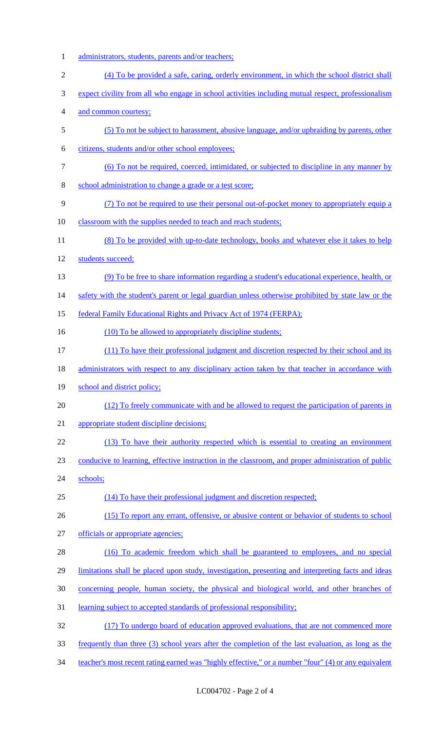administrators, students, parents and/or teachers;

(4) To be provided a safe, caring, orderly environment, in which the school district shall expect civility from all who engage in school activities including mutual respect, professionalism and common courtesy;

(5) To not be subject to harassment, abusive language, and/or upbraiding by parents, other citizens, students and/or other school employees;

(6) To not be required, coerced, intimidated, or subjected to discipline in any manner by school administration to change a grade or a test score;

(7) To not be required to use their personal out-of-pocket money to appropriately equip a classroom with the supplies needed to teach and reach students;

(8) To be provided with up-to-date technology, books and whatever else it takes to help students succeed;

(9) To be free to share information regarding a student's educational experience, health, or safety with the student's parent or legal guardian unless otherwise prohibited by state law or the federal Family Educational Rights and Privacy Act of 1974 (FERPA);

(10) To be allowed to appropriately discipline students;

(11) To have their professional judgment and discretion respected by their school and its administrators with respect to any disciplinary action taken by that teacher in accordance with school and district policy;

(12) To freely communicate with and be allowed to request the participation of parents in appropriate student discipline decisions;

(13) To have their authority respected which is essential to creating an environment conducive to learning, effective instruction in the classroom, and proper administration of public schools;

(14) To have their professional judgment and discretion respected;

(15) To report any errant, offensive, or abusive content or behavior of students to school officials or appropriate agencies;

(16) To academic freedom which shall be guaranteed to employees, and no special limitations shall be placed upon study, investigation, presenting and interpreting facts and ideas concerning people, human society, the physical and biological world, and other branches of learning subject to accepted standards of professional responsibility;

(17) To undergo board of education approved evaluations, that are not commenced more frequently than three (3) school years after the completion of the last evaluation, as long as the teacher's most recent rating earned was "highly effective," or a number "four" (4) or any equivalent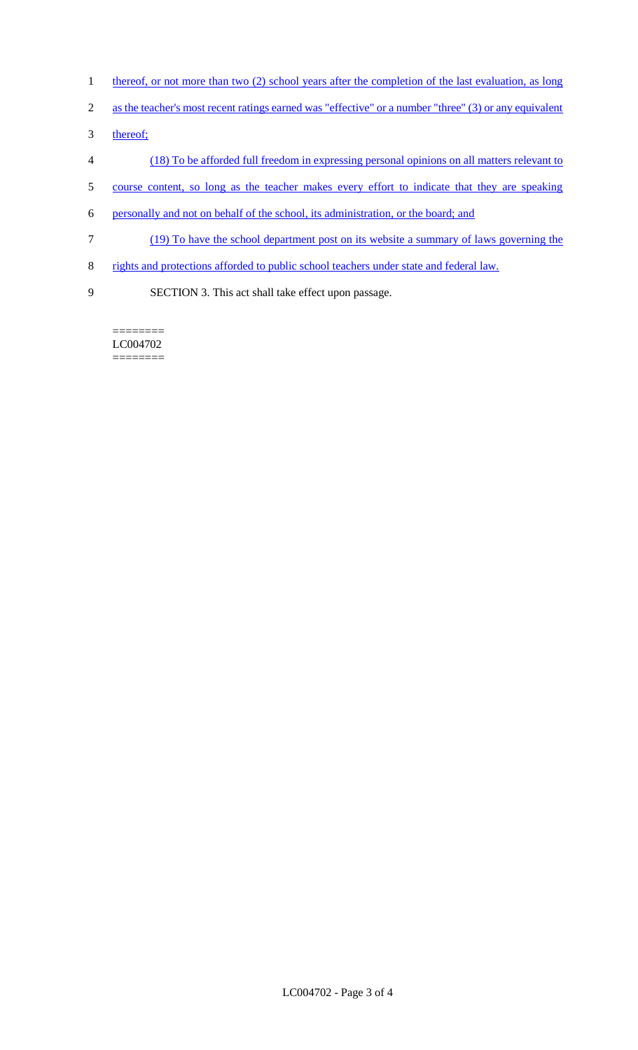thereof, or not more than two (2) school years after the completion of the last evaluation, as long as the teacher's most recent ratings earned was "effective" or a number "three" (3) or any equivalent thereof;

(18) To be afforded full freedom in expressing personal opinions on all matters relevant to course content, so long as the teacher makes every effort to indicate that they are speaking personally and not on behalf of the school, its administration, or the board; and

(19) To have the school department post on its website a summary of laws governing the rights and protections afforded to public school teachers under state and federal law.

SECTION 3. This act shall take effect upon passage.

========
LC004702
========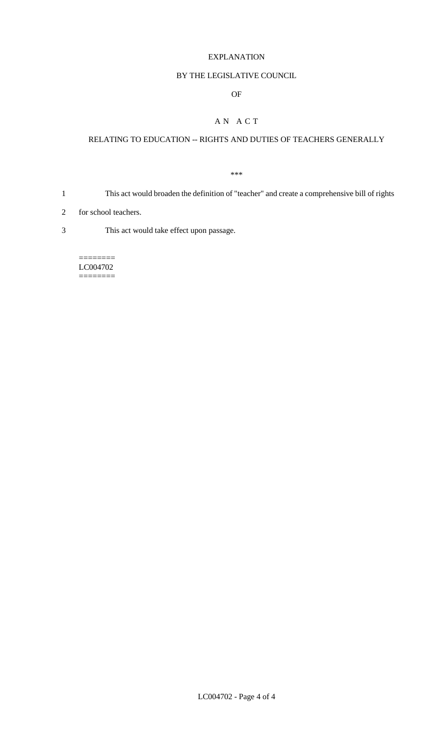EXPLANATION

BY THE LEGISLATIVE COUNCIL

OF

A N A C T

RELATING TO EDUCATION -- RIGHTS AND DUTIES OF TEACHERS GENERALLY

\*\*\*

1 This act would broaden the definition of "teacher" and create a comprehensive bill of rights

2 for school teachers.

3 This act would take effect upon passage.

========
LC004702
========